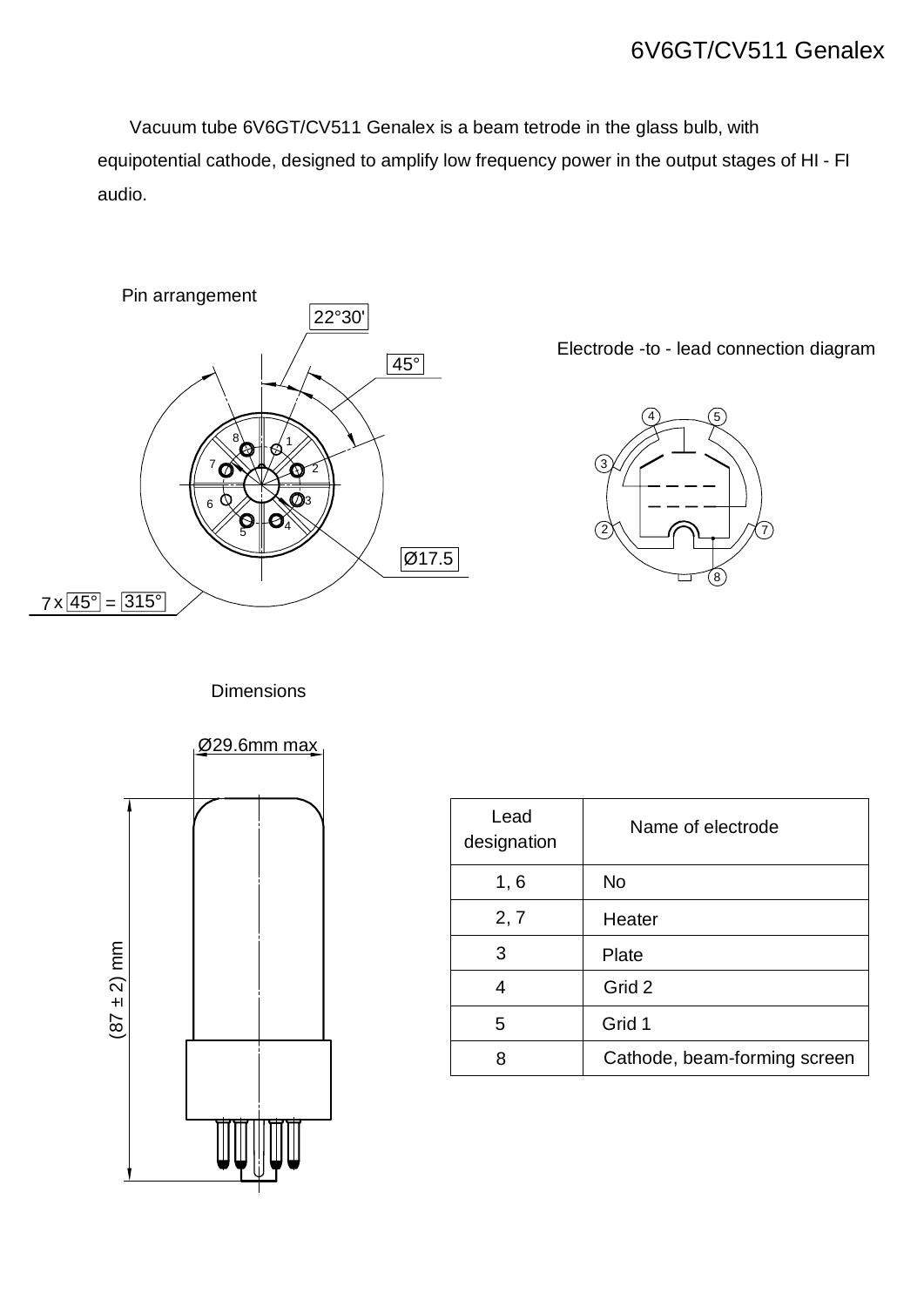# 6V6GT/CV511 Genalex

Vacuum tube 6V6GT/CV511 Genalex is a beam tetrode in the glass bulb, with equipotential cathode, designed to amplify low frequency power in the output stages of HI - FI audio.

Pin arrangement

Electrode -to - lead connection diagram

Dimensions

| Lead designation | Name of electrode |
|---|---|
| 1, 6 | No |
| 2, 7 | Heater |
| 3 | Plate |
| 4 | Grid 2 |
| 5 | Grid 1 |
| 8 | Cathode, beam-forming screen |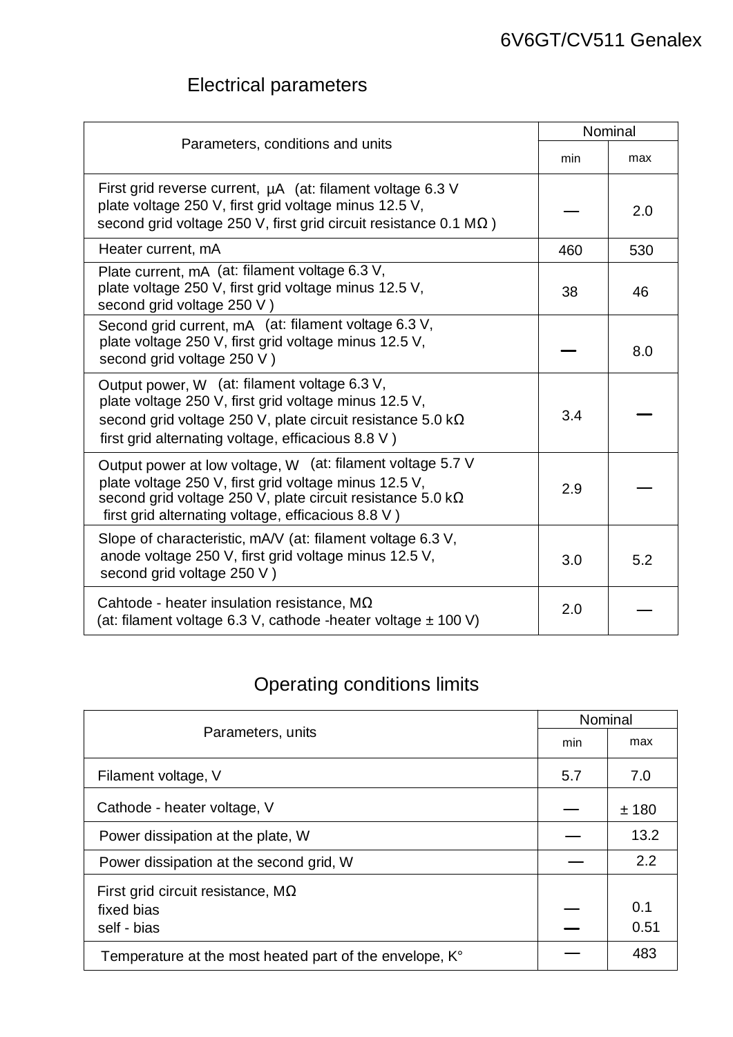## Electrical parameters

| Parameters, conditions and units | Nominal | |
|---|---|---|
| | min | max |
| First grid reverse current, μA (at: filament voltage 6.3 V plate voltage 250 V, first grid voltage minus 12.5 V, second grid voltage 250 V, first grid circuit resistance 0.1 MΩ ) | — | 2.0 |
| Heater current, mA | 460 | 530 |
| Plate current, mA (at: filament voltage 6.3 V, plate voltage 250 V, first grid voltage minus 12.5 V, second grid voltage 250 V ) | 38 | 46 |
| Second grid current, mA (at: filament voltage 6.3 V, plate voltage 250 V, first grid voltage minus 12.5 V, second grid voltage 250 V ) | — | 8.0 |
| Output power, W (at: filament voltage 6.3 V, plate voltage 250 V, first grid voltage minus 12.5 V, second grid voltage 250 V, plate circuit resistance 5.0 kΩ first grid alternating voltage, efficacious 8.8 V ) | 3.4 | — |
| Output power at low voltage, W (at: filament voltage 5.7 V plate voltage 250 V, first grid voltage minus 12.5 V, second grid voltage 250 V, plate circuit resistance 5.0 kΩ first grid alternating voltage, efficacious 8.8 V ) | 2.9 | — |
| Slope of characteristic, mA/V (at: filament voltage 6.3 V, anode voltage 250 V, first grid voltage minus 12.5 V, second grid voltage 250 V ) | 3.0 | 5.2 |
| Cahtode - heater insulation resistance, MΩ (at: filament voltage 6.3 V, cathode -heater voltage ± 100 V) | 2.0 | — |

## Operating conditions limits

| Parameters, units | Nominal | |
|---|---|---|
| | min | max |
| Filament voltage, V | 5.7 | 7.0 |
| Cathode - heater voltage, V | — | ± 180 |
| Power dissipation at the plate, W | — | 13.2 |
| Power dissipation at the second grid, W | — | 2.2 |
| First grid circuit resistance, MΩ<br>fixed bias<br>self - bias | —<br>— | 0.1<br>0.51 |
| Temperature at the most heated part of the envelope, K° | — | 483 |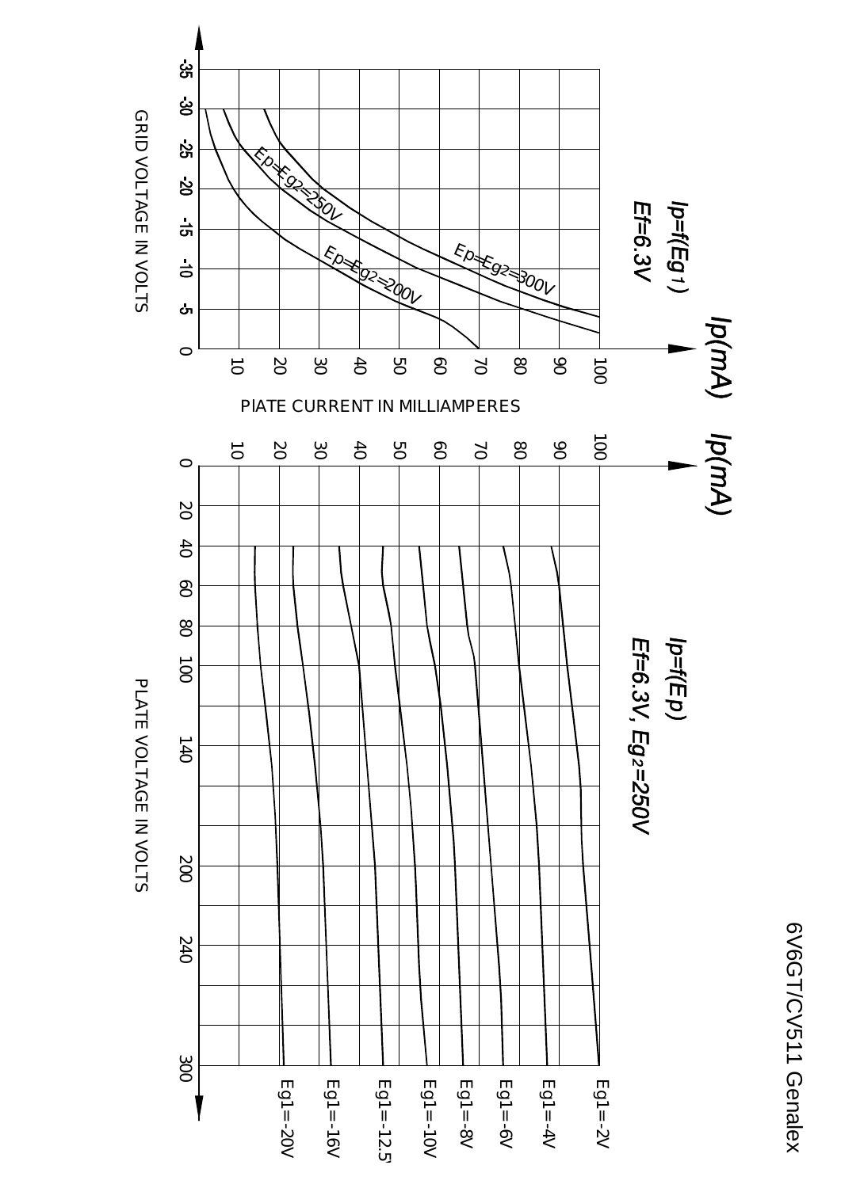6V6GT/CV511 Genalex

$I_p = f(E_{g1})$

$E_f = 6.3V$

Ip(mA)

GRID VOLTAGE IN VOLTS

-35
-30
-25
-20
-15
-10
-5
0

10
20
30
40
50
60
70
80
90
100

PIATE CURRENT IN MILLIAMPERES

Ep=Eg2=300V

Ep=Eg2=250V

Ep=Eg2=200V

$I_p = f(E_p)$

$E_f = 6.3V$, $E_{g2} = 250V$

Ip(mA)

0
20
40
60
80
100
140
200
240
300

PLATE VOLTAGE IN VOLTS

10
20
30
40
50
60
70
80
90
100

Eg1=-2V
Eg1=-4V
Eg1=-6V
Eg1=-8V
Eg1=-10V
Eg1=-12.5
Eg1=-16V
Eg1=-20V